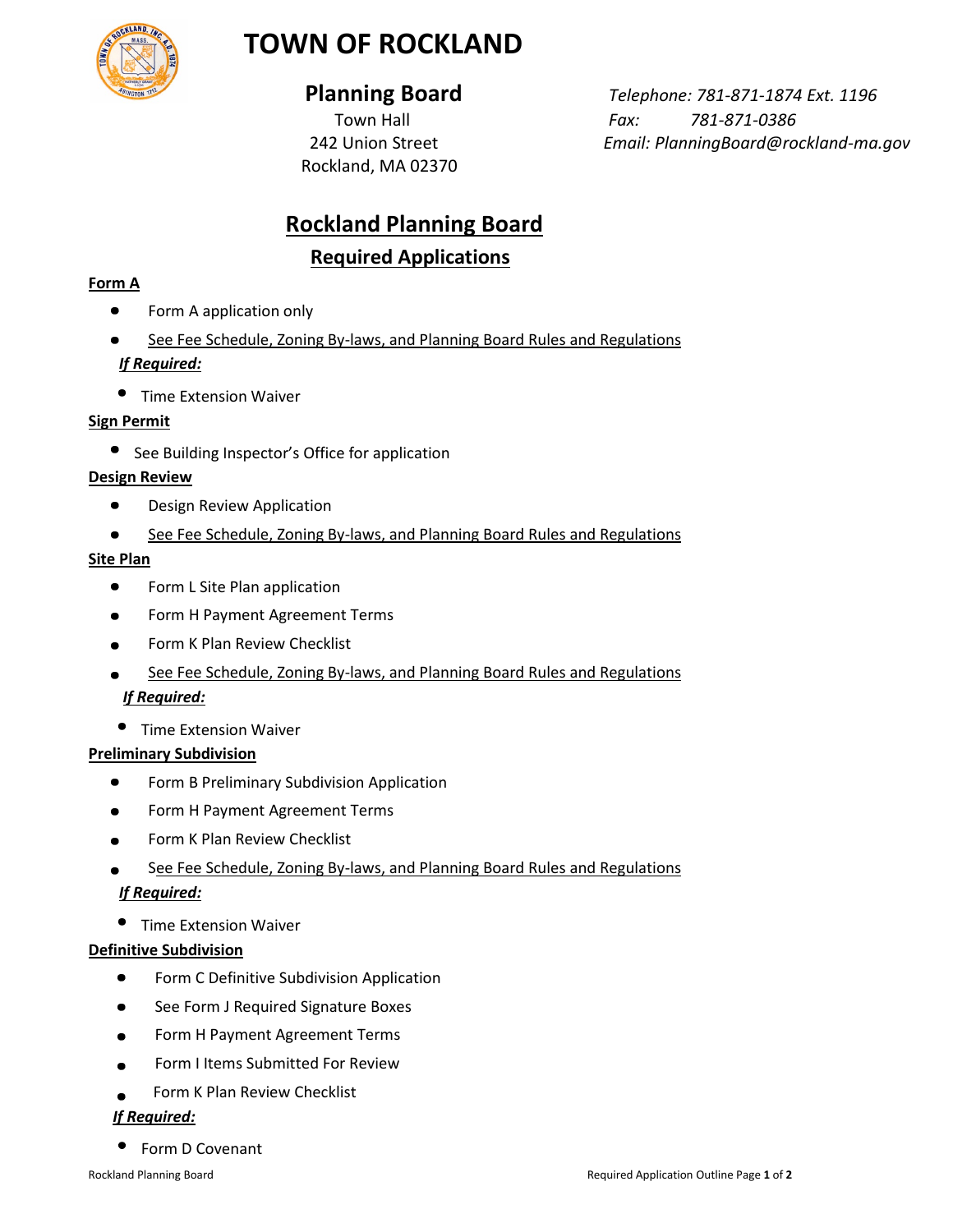# TOWN OF ROCKLAND

## Planning Board

Town Hall
242 Union Street
Rockland, MA 02370

*Telephone: 781-871-1874 Ext. 1196*
*Fax: 781-871-0386*
*Email: PlanningBoard@rockland-ma.gov*

## Rockland Planning Board

### Required Applications

**Form A**

- Form A application only
- See Fee Schedule, Zoning By-laws, and Planning Board Rules and Regulations

***If Required:***

- Time Extension Waiver

**Sign Permit**

- See Building Inspector's Office for application

**Design Review**

- Design Review Application
- See Fee Schedule, Zoning By-laws, and Planning Board Rules and Regulations

**Site Plan**

- Form L Site Plan application
- Form H Payment Agreement Terms
- Form K Plan Review Checklist
- See Fee Schedule, Zoning By-laws, and Planning Board Rules and Regulations

***If Required:***

- Time Extension Waiver

**Preliminary Subdivision**

- Form B Preliminary Subdivision Application
- Form H Payment Agreement Terms
- Form K Plan Review Checklist
- See Fee Schedule, Zoning By-laws, and Planning Board Rules and Regulations

***If Required:***

- Time Extension Waiver

**Definitive Subdivision**

- Form C Definitive Subdivision Application
- See Form J Required Signature Boxes
- Form H Payment Agreement Terms
- Form I Items Submitted For Review
- Form K Plan Review Checklist

***If Required:***

- Form D Covenant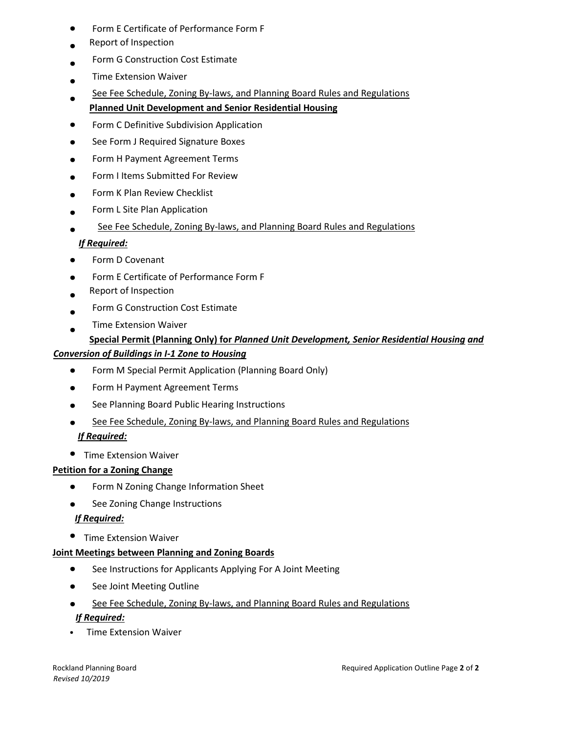- Form E Certificate of Performance Form F
- Report of Inspection
- Form G Construction Cost Estimate
- Time Extension Waiver
- See Fee Schedule, Zoning By-laws, and Planning Board Rules and Regulations

**Planned Unit Development and Senior Residential Housing**

- Form C Definitive Subdivision Application
- See Form J Required Signature Boxes
- Form H Payment Agreement Terms
- Form I Items Submitted For Review
- Form K Plan Review Checklist
- Form L Site Plan Application
- See Fee Schedule, Zoning By-laws, and Planning Board Rules and Regulations

***If Required:***

- Form D Covenant
- Form E Certificate of Performance Form F
- Report of Inspection
- Form G Construction Cost Estimate
- Time Extension Waiver

**Special Permit (Planning Only) for *Planned Unit Development, Senior Residential Housing and Conversion of Buildings in I-1 Zone to Housing***

- Form M Special Permit Application (Planning Board Only)
- Form H Payment Agreement Terms
- See Planning Board Public Hearing Instructions
- See Fee Schedule, Zoning By-laws, and Planning Board Rules and Regulations

***If Required:***

- Time Extension Waiver

**Petition for a Zoning Change**

- Form N Zoning Change Information Sheet
- See Zoning Change Instructions

***If Required:***

- Time Extension Waiver

**Joint Meetings between Planning and Zoning Boards**

- See Instructions for Applicants Applying For A Joint Meeting
- See Joint Meeting Outline
- See Fee Schedule, Zoning By-laws, and Planning Board Rules and Regulations

***If Required:***

- Time Extension Waiver

Rockland Planning Board
*Revised 10/2019*